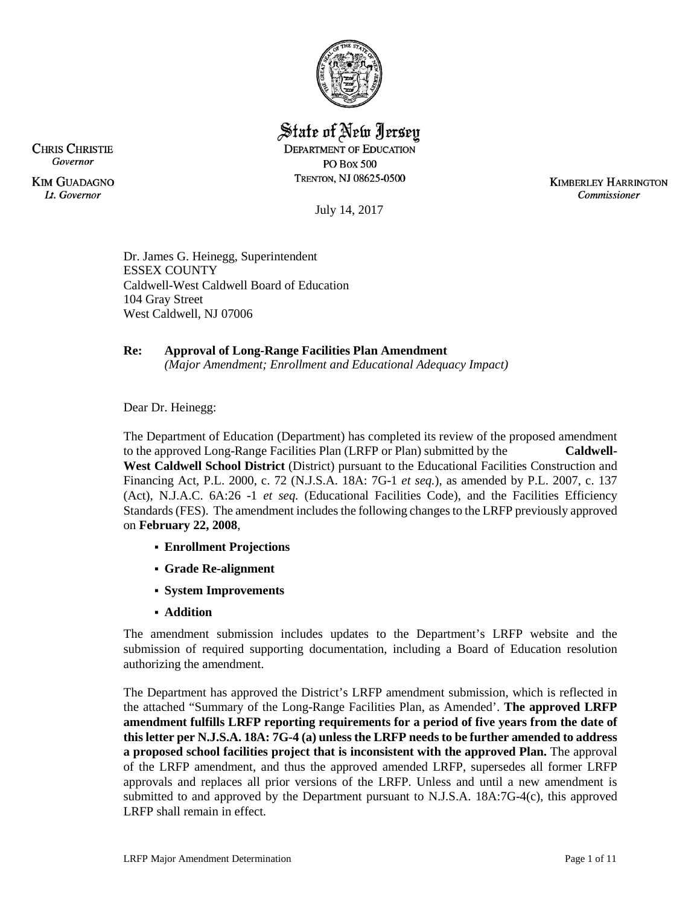# State of New Jersey

DEPARTMENT OF EDUCATION
PO BOX 500
TRENTON, NJ 08625-0500

CHRIS CHRISTIE
*Governor*

KIM GUADAGNO
*Lt. Governor*

KIMBERLEY HARRINGTON
*Commissioner*

July 14, 2017

Dr. James G. Heinegg, Superintendent
ESSEX COUNTY
Caldwell-West Caldwell Board of Education
104 Gray Street
West Caldwell, NJ 07006

**Re: Approval of Long-Range Facilities Plan Amendment**
*(Major Amendment; Enrollment and Educational Adequacy Impact)*

Dear Dr. Heinegg:

The Department of Education (Department) has completed its review of the proposed amendment to the approved Long-Range Facilities Plan (LRFP or Plan) submitted by the **Caldwell-West Caldwell School District** (District) pursuant to the Educational Facilities Construction and Financing Act, P.L. 2000, c. 72 (N.J.S.A. 18A: 7G-1 *et seq.*), as amended by P.L. 2007, c. 137 (Act), N.J.A.C. 6A:26 -1 *et seq.* (Educational Facilities Code), and the Facilities Efficiency Standards (FES). The amendment includes the following changes to the LRFP previously approved on **February 22, 2008**,

- **Enrollment Projections**
- **Grade Re-alignment**
- **System Improvements**
- **Addition**

The amendment submission includes updates to the Department's LRFP website and the submission of required supporting documentation, including a Board of Education resolution authorizing the amendment.

The Department has approved the District's LRFP amendment submission, which is reflected in the attached "Summary of the Long-Range Facilities Plan, as Amended'. **The approved LRFP amendment fulfills LRFP reporting requirements for a period of five years from the date of this letter per N.J.S.A. 18A: 7G-4 (a) unless the LRFP needs to be further amended to address a proposed school facilities project that is inconsistent with the approved Plan.** The approval of the LRFP amendment, and thus the approved amended LRFP, supersedes all former LRFP approvals and replaces all prior versions of the LRFP. Unless and until a new amendment is submitted to and approved by the Department pursuant to N.J.S.A. 18A:7G-4(c), this approved LRFP shall remain in effect.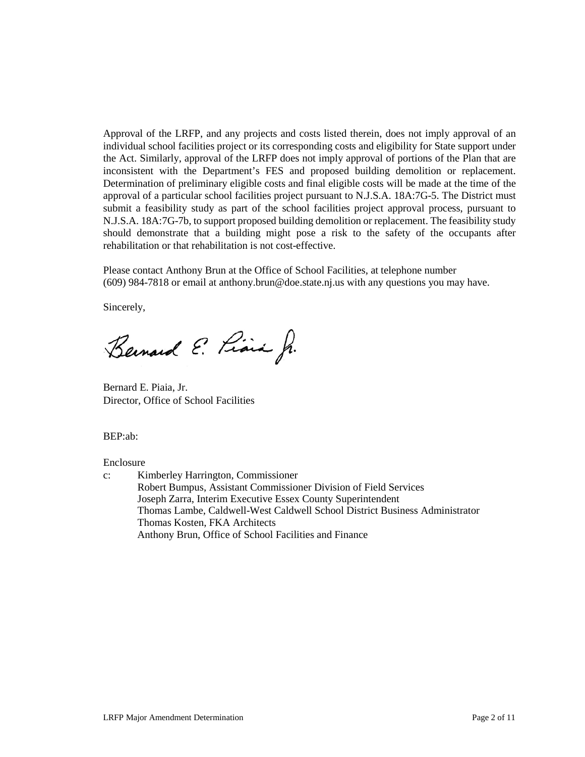Approval of the LRFP, and any projects and costs listed therein, does not imply approval of an individual school facilities project or its corresponding costs and eligibility for State support under the Act. Similarly, approval of the LRFP does not imply approval of portions of the Plan that are inconsistent with the Department's FES and proposed building demolition or replacement. Determination of preliminary eligible costs and final eligible costs will be made at the time of the approval of a particular school facilities project pursuant to N.J.S.A. 18A:7G-5. The District must submit a feasibility study as part of the school facilities project approval process, pursuant to N.J.S.A. 18A:7G-7b, to support proposed building demolition or replacement. The feasibility study should demonstrate that a building might pose a risk to the safety of the occupants after rehabilitation or that rehabilitation is not cost-effective.

Please contact Anthony Brun at the Office of School Facilities, at telephone number (609) 984-7818 or email at anthony.brun@doe.state.nj.us with any questions you may have.

Sincerely,

Bernard E. Piaia, Jr.
Director, Office of School Facilities

BEP:ab:

Enclosure

c: Kimberley Harrington, Commissioner
Robert Bumpus, Assistant Commissioner Division of Field Services
Joseph Zarra, Interim Executive Essex County Superintendent
Thomas Lambe, Caldwell-West Caldwell School District Business Administrator
Thomas Kosten, FKA Architects
Anthony Brun, Office of School Facilities and Finance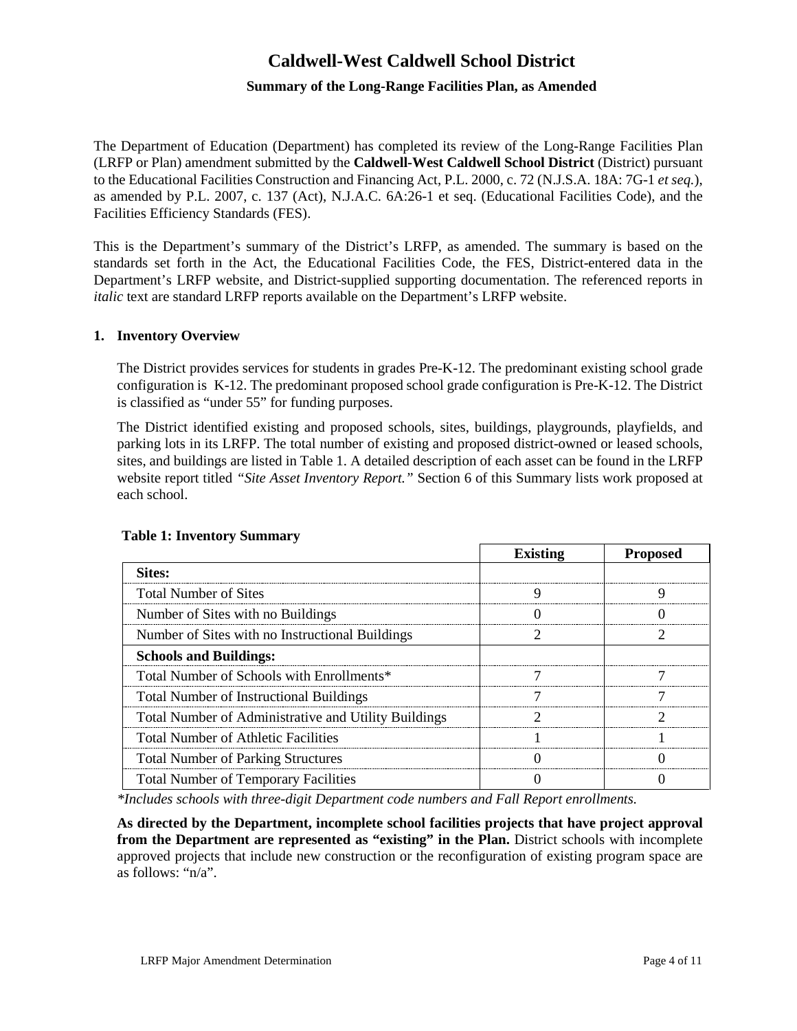# Caldwell-West Caldwell School District

## Summary of the Long-Range Facilities Plan, as Amended

The Department of Education (Department) has completed its review of the Long-Range Facilities Plan (LRFP or Plan) amendment submitted by the **Caldwell-West Caldwell School District** (District) pursuant to the Educational Facilities Construction and Financing Act, P.L. 2000, c. 72 (N.J.S.A. 18A: 7G-1 *et seq.*), as amended by P.L. 2007, c. 137 (Act), N.J.A.C. 6A:26-1 et seq. (Educational Facilities Code), and the Facilities Efficiency Standards (FES).

This is the Department's summary of the District's LRFP, as amended. The summary is based on the standards set forth in the Act, the Educational Facilities Code, the FES, District-entered data in the Department's LRFP website, and District-supplied supporting documentation. The referenced reports in *italic* text are standard LRFP reports available on the Department's LRFP website.

### 1. Inventory Overview

The District provides services for students in grades Pre-K-12. The predominant existing school grade configuration is K-12. The predominant proposed school grade configuration is Pre-K-12. The District is classified as "under 55" for funding purposes.

The District identified existing and proposed schools, sites, buildings, playgrounds, playfields, and parking lots in its LRFP. The total number of existing and proposed district-owned or leased schools, sites, and buildings are listed in Table 1. A detailed description of each asset can be found in the LRFP website report titled *"Site Asset Inventory Report."* Section 6 of this Summary lists work proposed at each school.

**Table 1: Inventory Summary**

| | Existing | Proposed |
|---|---|---|
| **Sites:** | | |
| Total Number of Sites | 9 | 9 |
| Number of Sites with no Buildings | 0 | 0 |
| Number of Sites with no Instructional Buildings | 2 | 2 |
| **Schools and Buildings:** | | |
| Total Number of Schools with Enrollments* | 7 | 7 |
| Total Number of Instructional Buildings | 7 | 7 |
| Total Number of Administrative and Utility Buildings | 2 | 2 |
| Total Number of Athletic Facilities | 1 | 1 |
| Total Number of Parking Structures | 0 | 0 |
| Total Number of Temporary Facilities | 0 | 0 |

*\*Includes schools with three-digit Department code numbers and Fall Report enrollments.*

**As directed by the Department, incomplete school facilities projects that have project approval from the Department are represented as "existing" in the Plan.** District schools with incomplete approved projects that include new construction or the reconfiguration of existing program space are as follows: "n/a".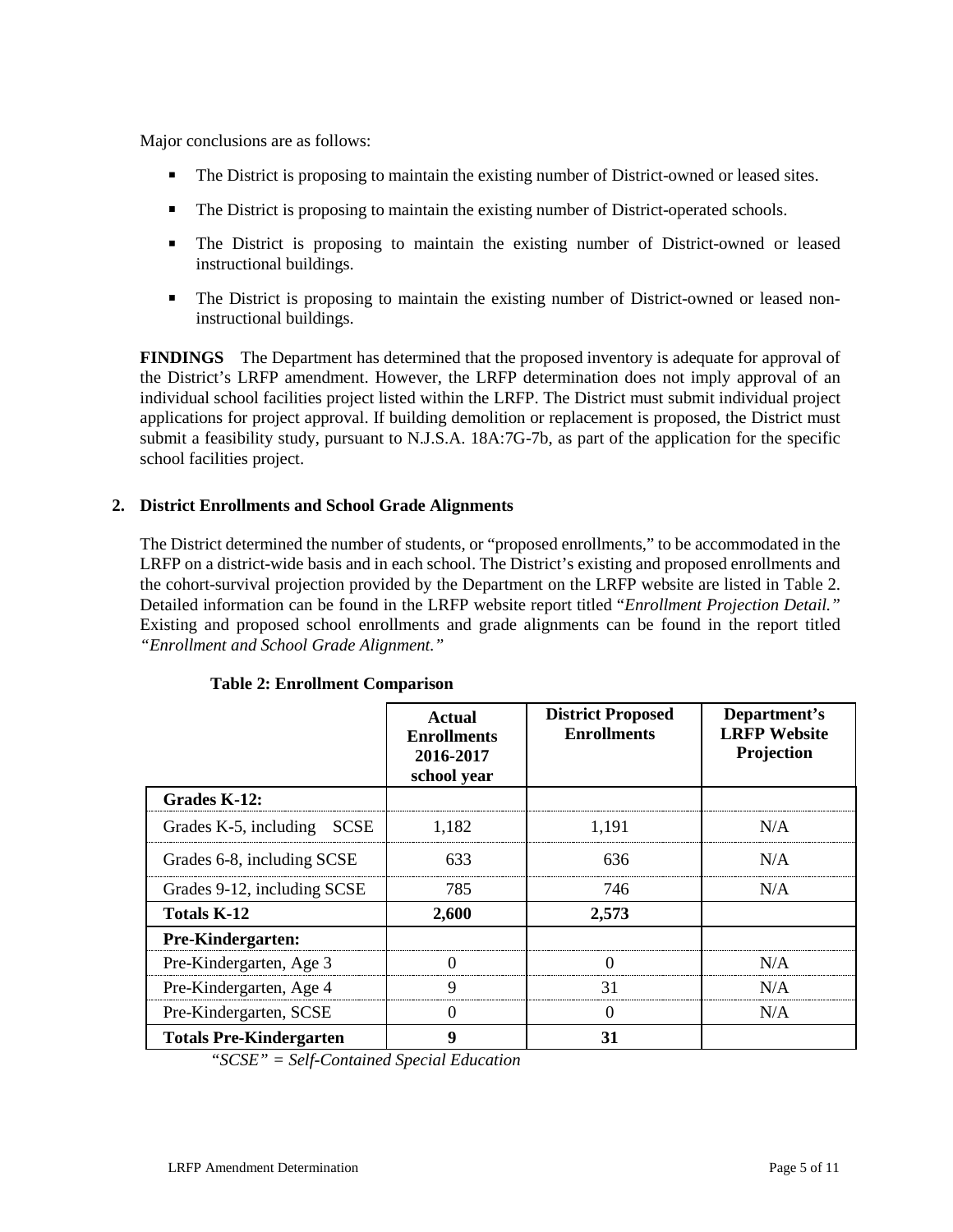Major conclusions are as follows:

- The District is proposing to maintain the existing number of District-owned or leased sites.
- The District is proposing to maintain the existing number of District-operated schools.
- The District is proposing to maintain the existing number of District-owned or leased instructional buildings.
- The District is proposing to maintain the existing number of District-owned or leased non-instructional buildings.

**FINDINGS** The Department has determined that the proposed inventory is adequate for approval of the District's LRFP amendment. However, the LRFP determination does not imply approval of an individual school facilities project listed within the LRFP. The District must submit individual project applications for project approval. If building demolition or replacement is proposed, the District must submit a feasibility study, pursuant to N.J.S.A. 18A:7G-7b, as part of the application for the specific school facilities project.

## 2. District Enrollments and School Grade Alignments

The District determined the number of students, or "proposed enrollments," to be accommodated in the LRFP on a district-wide basis and in each school. The District's existing and proposed enrollments and the cohort-survival projection provided by the Department on the LRFP website are listed in Table 2. Detailed information can be found in the LRFP website report titled "*Enrollment Projection Detail.*" Existing and proposed school enrollments and grade alignments can be found in the report titled *"Enrollment and School Grade Alignment."*

**Table 2: Enrollment Comparison**

| | Actual Enrollments 2016-2017 school year | District Proposed Enrollments | Department's LRFP Website Projection |
|---|---|---|---|
| **Grades K-12:** | | | |
| Grades K-5, including SCSE | 1,182 | 1,191 | N/A |
| Grades 6-8, including SCSE | 633 | 636 | N/A |
| Grades 9-12, including SCSE | 785 | 746 | N/A |
| **Totals K-12** | **2,600** | **2,573** | |
| **Pre-Kindergarten:** | | | |
| Pre-Kindergarten, Age 3 | 0 | 0 | N/A |
| Pre-Kindergarten, Age 4 | 9 | 31 | N/A |
| Pre-Kindergarten, SCSE | 0 | 0 | N/A |
| **Totals Pre-Kindergarten** | **9** | **31** | |

*"SCSE" = Self-Contained Special Education*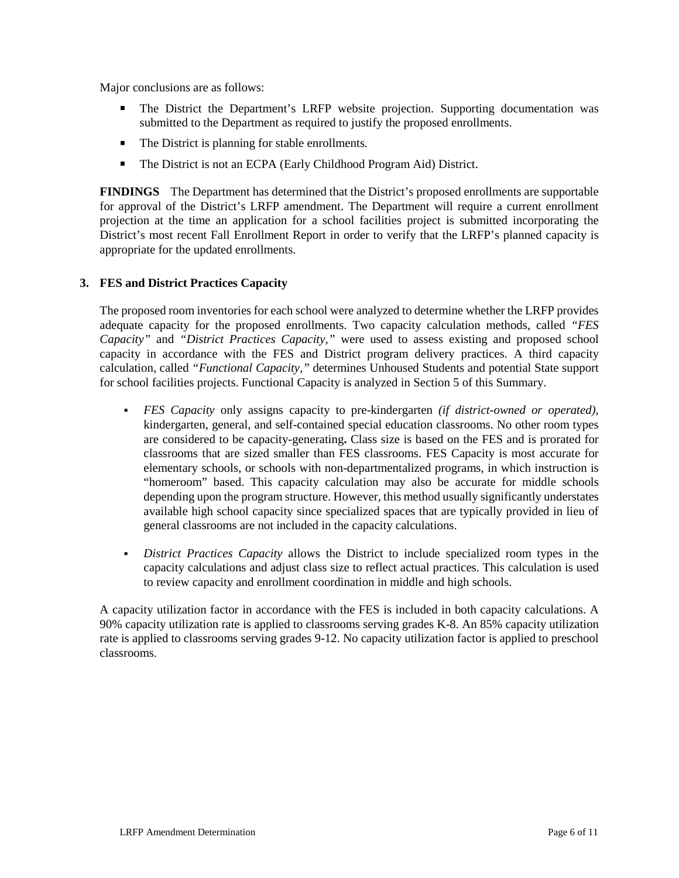Major conclusions are as follows:

- The District the Department's LRFP website projection. Supporting documentation was submitted to the Department as required to justify the proposed enrollments.
- The District is planning for stable enrollments.
- The District is not an ECPA (Early Childhood Program Aid) District.

**FINDINGS** The Department has determined that the District's proposed enrollments are supportable for approval of the District's LRFP amendment. The Department will require a current enrollment projection at the time an application for a school facilities project is submitted incorporating the District's most recent Fall Enrollment Report in order to verify that the LRFP's planned capacity is appropriate for the updated enrollments.

### 3. FES and District Practices Capacity

The proposed room inventories for each school were analyzed to determine whether the LRFP provides adequate capacity for the proposed enrollments. Two capacity calculation methods, called *"FES Capacity"* and *"District Practices Capacity,"* were used to assess existing and proposed school capacity in accordance with the FES and District program delivery practices. A third capacity calculation, called *"Functional Capacity,"* determines Unhoused Students and potential State support for school facilities projects. Functional Capacity is analyzed in Section 5 of this Summary.

- *FES Capacity* only assigns capacity to pre-kindergarten *(if district-owned or operated),* kindergarten, general, and self-contained special education classrooms. No other room types are considered to be capacity-generating**.** Class size is based on the FES and is prorated for classrooms that are sized smaller than FES classrooms. FES Capacity is most accurate for elementary schools, or schools with non-departmentalized programs, in which instruction is "homeroom" based. This capacity calculation may also be accurate for middle schools depending upon the program structure. However, this method usually significantly understates available high school capacity since specialized spaces that are typically provided in lieu of general classrooms are not included in the capacity calculations.
- *District Practices Capacity* allows the District to include specialized room types in the capacity calculations and adjust class size to reflect actual practices. This calculation is used to review capacity and enrollment coordination in middle and high schools.

A capacity utilization factor in accordance with the FES is included in both capacity calculations. A 90% capacity utilization rate is applied to classrooms serving grades K-8. An 85% capacity utilization rate is applied to classrooms serving grades 9-12. No capacity utilization factor is applied to preschool classrooms.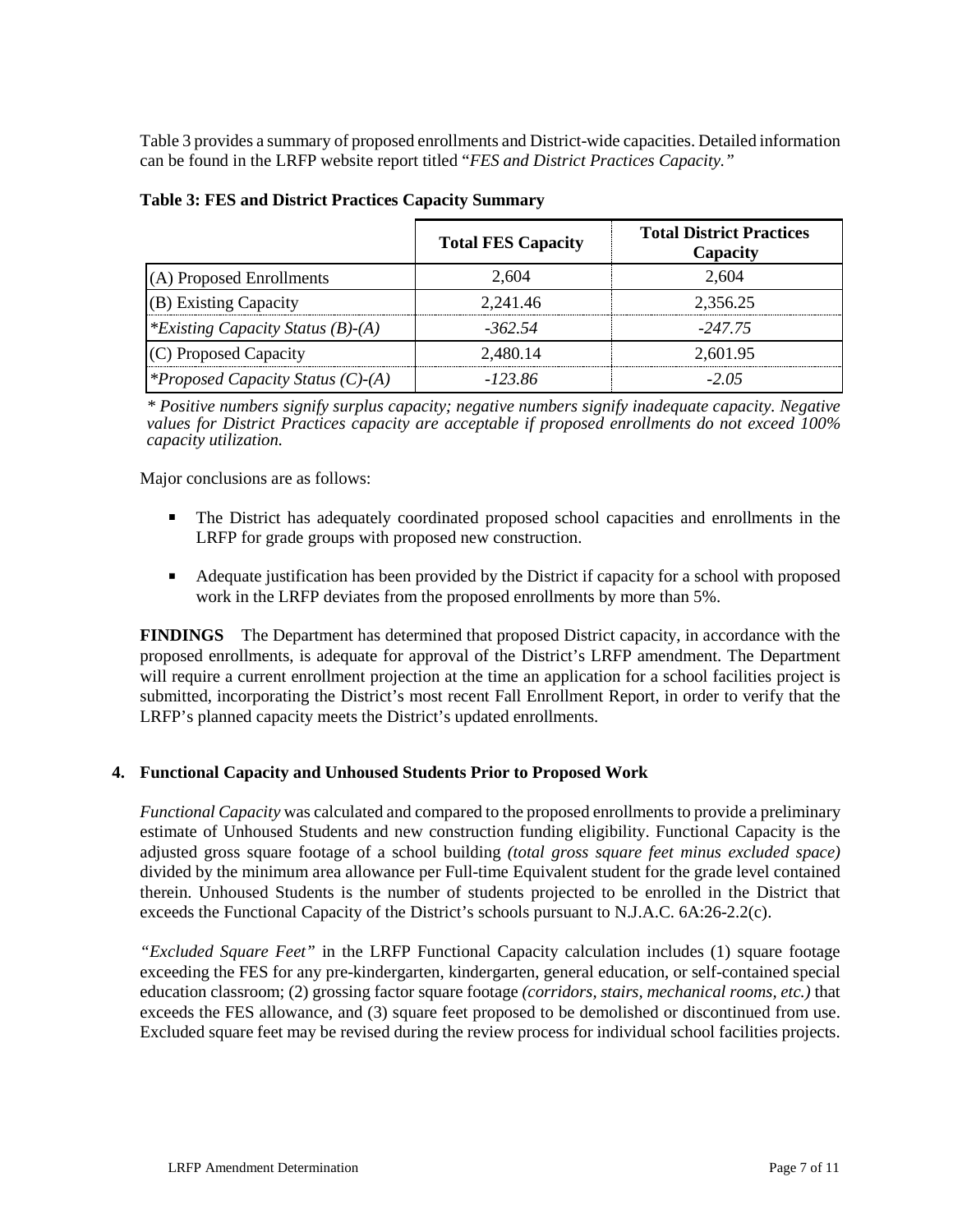Table 3 provides a summary of proposed enrollments and District-wide capacities. Detailed information can be found in the LRFP website report titled "*FES and District Practices Capacity.*"

**Table 3: FES and District Practices Capacity Summary**

| | Total FES Capacity | Total District Practices Capacity |
|---|---|---|
| (A) Proposed Enrollments | 2,604 | 2,604 |
| (B) Existing Capacity | 2,241.46 | 2,356.25 |
| *\*Existing Capacity Status (B)-(A)* | *-362.54* | *-247.75* |
| (C) Proposed Capacity | 2,480.14 | 2,601.95 |
| *\*Proposed Capacity Status (C)-(A)* | *-123.86* | *-2.05* |

*\* Positive numbers signify surplus capacity; negative numbers signify inadequate capacity. Negative values for District Practices capacity are acceptable if proposed enrollments do not exceed 100% capacity utilization.*

Major conclusions are as follows:

- The District has adequately coordinated proposed school capacities and enrollments in the LRFP for grade groups with proposed new construction.
- Adequate justification has been provided by the District if capacity for a school with proposed work in the LRFP deviates from the proposed enrollments by more than 5%.

**FINDINGS** The Department has determined that proposed District capacity, in accordance with the proposed enrollments, is adequate for approval of the District's LRFP amendment. The Department will require a current enrollment projection at the time an application for a school facilities project is submitted, incorporating the District's most recent Fall Enrollment Report, in order to verify that the LRFP's planned capacity meets the District's updated enrollments.

### 4. Functional Capacity and Unhoused Students Prior to Proposed Work

*Functional Capacity* was calculated and compared to the proposed enrollments to provide a preliminary estimate of Unhoused Students and new construction funding eligibility. Functional Capacity is the adjusted gross square footage of a school building *(total gross square feet minus excluded space)* divided by the minimum area allowance per Full-time Equivalent student for the grade level contained therein. Unhoused Students is the number of students projected to be enrolled in the District that exceeds the Functional Capacity of the District's schools pursuant to N.J.A.C. 6A:26-2.2(c).

*"Excluded Square Feet"* in the LRFP Functional Capacity calculation includes (1) square footage exceeding the FES for any pre-kindergarten, kindergarten, general education, or self-contained special education classroom; (2) grossing factor square footage *(corridors, stairs, mechanical rooms, etc.)* that exceeds the FES allowance, and (3) square feet proposed to be demolished or discontinued from use. Excluded square feet may be revised during the review process for individual school facilities projects.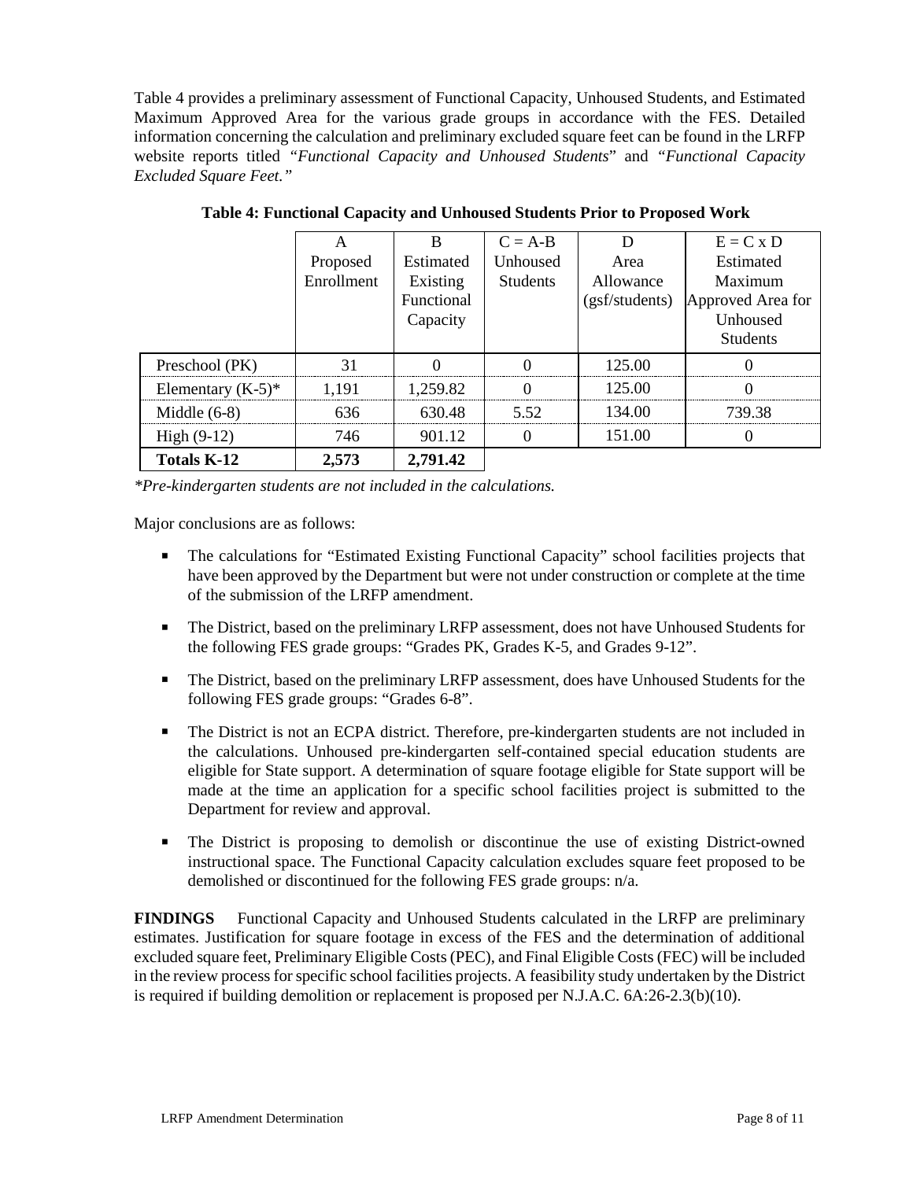Table 4 provides a preliminary assessment of Functional Capacity, Unhoused Students, and Estimated Maximum Approved Area for the various grade groups in accordance with the FES. Detailed information concerning the calculation and preliminary excluded square feet can be found in the LRFP website reports titled *"Functional Capacity and Unhoused Students"* and *"Functional Capacity Excluded Square Feet."*

**Table 4: Functional Capacity and Unhoused Students Prior to Proposed Work**

| | A<br>Proposed Enrollment | B<br>Estimated Existing Functional Capacity | C = A-B<br>Unhoused Students | D<br>Area Allowance (gsf/students) | E = C x D<br>Estimated Maximum Approved Area for Unhoused Students |
|---|---|---|---|---|---|
| Preschool (PK) | 31 | 0 | 0 | 125.00 | 0 |
| Elementary (K-5)* | 1,191 | 1,259.82 | 0 | 125.00 | 0 |
| Middle (6-8) | 636 | 630.48 | 5.52 | 134.00 | 739.38 |
| High (9-12) | 746 | 901.12 | 0 | 151.00 | 0 |
| **Totals K-12** | **2,573** | **2,791.42** | | | |

*\*Pre-kindergarten students are not included in the calculations.*

Major conclusions are as follows:

- The calculations for "Estimated Existing Functional Capacity" school facilities projects that have been approved by the Department but were not under construction or complete at the time of the submission of the LRFP amendment.
- The District, based on the preliminary LRFP assessment, does not have Unhoused Students for the following FES grade groups: "Grades PK, Grades K-5, and Grades 9-12".
- The District, based on the preliminary LRFP assessment, does have Unhoused Students for the following FES grade groups: "Grades 6-8".
- The District is not an ECPA district. Therefore, pre-kindergarten students are not included in the calculations. Unhoused pre-kindergarten self-contained special education students are eligible for State support. A determination of square footage eligible for State support will be made at the time an application for a specific school facilities project is submitted to the Department for review and approval.
- The District is proposing to demolish or discontinue the use of existing District-owned instructional space. The Functional Capacity calculation excludes square feet proposed to be demolished or discontinued for the following FES grade groups: n/a.

**FINDINGS** Functional Capacity and Unhoused Students calculated in the LRFP are preliminary estimates. Justification for square footage in excess of the FES and the determination of additional excluded square feet, Preliminary Eligible Costs (PEC), and Final Eligible Costs (FEC) will be included in the review process for specific school facilities projects. A feasibility study undertaken by the District is required if building demolition or replacement is proposed per N.J.A.C. 6A:26-2.3(b)(10).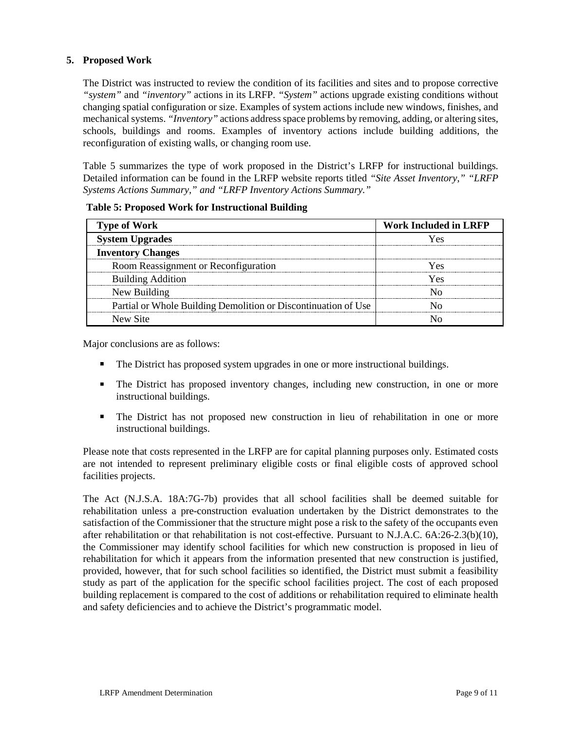## 5. Proposed Work

The District was instructed to review the condition of its facilities and sites and to propose corrective *"system"* and *"inventory"* actions in its LRFP. *"System"* actions upgrade existing conditions without changing spatial configuration or size. Examples of system actions include new windows, finishes, and mechanical systems. *"Inventory"* actions address space problems by removing, adding, or altering sites, schools, buildings and rooms. Examples of inventory actions include building additions, the reconfiguration of existing walls, or changing room use.

Table 5 summarizes the type of work proposed in the District's LRFP for instructional buildings. Detailed information can be found in the LRFP website reports titled *"Site Asset Inventory," "LRFP Systems Actions Summary," and "LRFP Inventory Actions Summary."*

**Table 5: Proposed Work for Instructional Building**

| Type of Work | Work Included in LRFP |
|---|---|
| **System Upgrades** | Yes |
| **Inventory Changes** | |
| Room Reassignment or Reconfiguration | Yes |
| Building Addition | Yes |
| New Building | No |
| Partial or Whole Building Demolition or Discontinuation of Use | No |
| New Site | No |

Major conclusions are as follows:

- The District has proposed system upgrades in one or more instructional buildings.
- The District has proposed inventory changes, including new construction, in one or more instructional buildings.
- The District has not proposed new construction in lieu of rehabilitation in one or more instructional buildings.

Please note that costs represented in the LRFP are for capital planning purposes only. Estimated costs are not intended to represent preliminary eligible costs or final eligible costs of approved school facilities projects.

The Act (N.J.S.A. 18A:7G-7b) provides that all school facilities shall be deemed suitable for rehabilitation unless a pre-construction evaluation undertaken by the District demonstrates to the satisfaction of the Commissioner that the structure might pose a risk to the safety of the occupants even after rehabilitation or that rehabilitation is not cost-effective. Pursuant to N.J.A.C. 6A:26-2.3(b)(10), the Commissioner may identify school facilities for which new construction is proposed in lieu of rehabilitation for which it appears from the information presented that new construction is justified, provided, however, that for such school facilities so identified, the District must submit a feasibility study as part of the application for the specific school facilities project. The cost of each proposed building replacement is compared to the cost of additions or rehabilitation required to eliminate health and safety deficiencies and to achieve the District's programmatic model.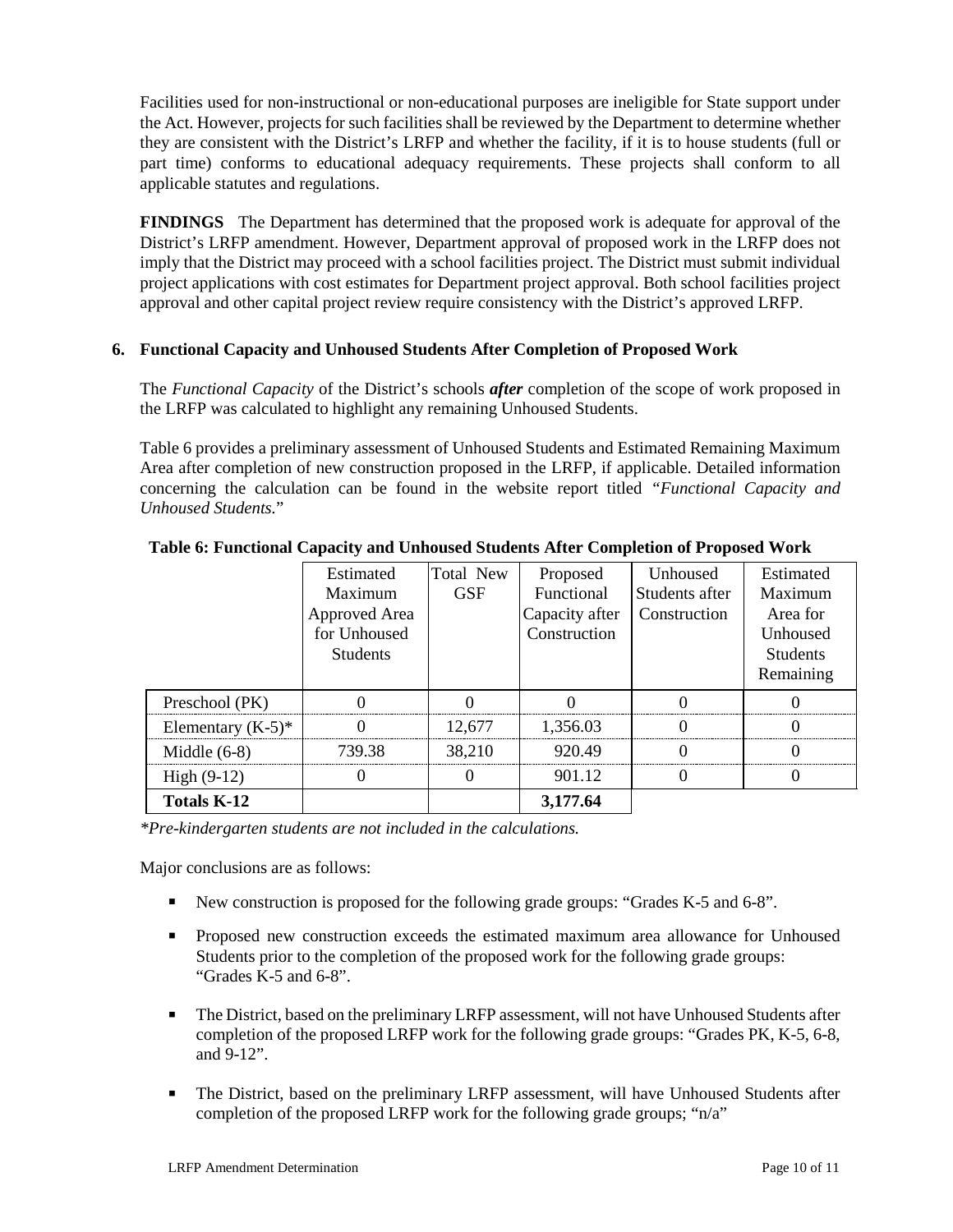Facilities used for non-instructional or non-educational purposes are ineligible for State support under the Act. However, projects for such facilities shall be reviewed by the Department to determine whether they are consistent with the District's LRFP and whether the facility, if it is to house students (full or part time) conforms to educational adequacy requirements. These projects shall conform to all applicable statutes and regulations.

**FINDINGS** The Department has determined that the proposed work is adequate for approval of the District's LRFP amendment. However, Department approval of proposed work in the LRFP does not imply that the District may proceed with a school facilities project. The District must submit individual project applications with cost estimates for Department project approval. Both school facilities project approval and other capital project review require consistency with the District's approved LRFP.

### 6. Functional Capacity and Unhoused Students After Completion of Proposed Work

The *Functional Capacity* of the District's schools ***after*** completion of the scope of work proposed in the LRFP was calculated to highlight any remaining Unhoused Students.

Table 6 provides a preliminary assessment of Unhoused Students and Estimated Remaining Maximum Area after completion of new construction proposed in the LRFP, if applicable. Detailed information concerning the calculation can be found in the website report titled *"Functional Capacity and Unhoused Students.*"

**Table 6: Functional Capacity and Unhoused Students After Completion of Proposed Work**

| | Estimated Maximum Approved Area for Unhoused Students | Total New GSF | Proposed Functional Capacity after Construction | Unhoused Students after Construction | Estimated Maximum Area for Unhoused Students Remaining |
|---|---|---|---|---|---|
| Preschool (PK) | 0 | 0 | 0 | 0 | 0 |
| Elementary (K-5)* | 0 | 12,677 | 1,356.03 | 0 | 0 |
| Middle (6-8) | 739.38 | 38,210 | 920.49 | 0 | 0 |
| High (9-12) | 0 | 0 | 901.12 | 0 | 0 |
| **Totals K-12** | | | **3,177.64** | | |

*\*Pre-kindergarten students are not included in the calculations.*

Major conclusions are as follows:

- New construction is proposed for the following grade groups: "Grades K-5 and 6-8".
- Proposed new construction exceeds the estimated maximum area allowance for Unhoused Students prior to the completion of the proposed work for the following grade groups: "Grades K-5 and 6-8".
- The District, based on the preliminary LRFP assessment, will not have Unhoused Students after completion of the proposed LRFP work for the following grade groups: "Grades PK, K-5, 6-8, and 9-12".
- The District, based on the preliminary LRFP assessment, will have Unhoused Students after completion of the proposed LRFP work for the following grade groups; "n/a"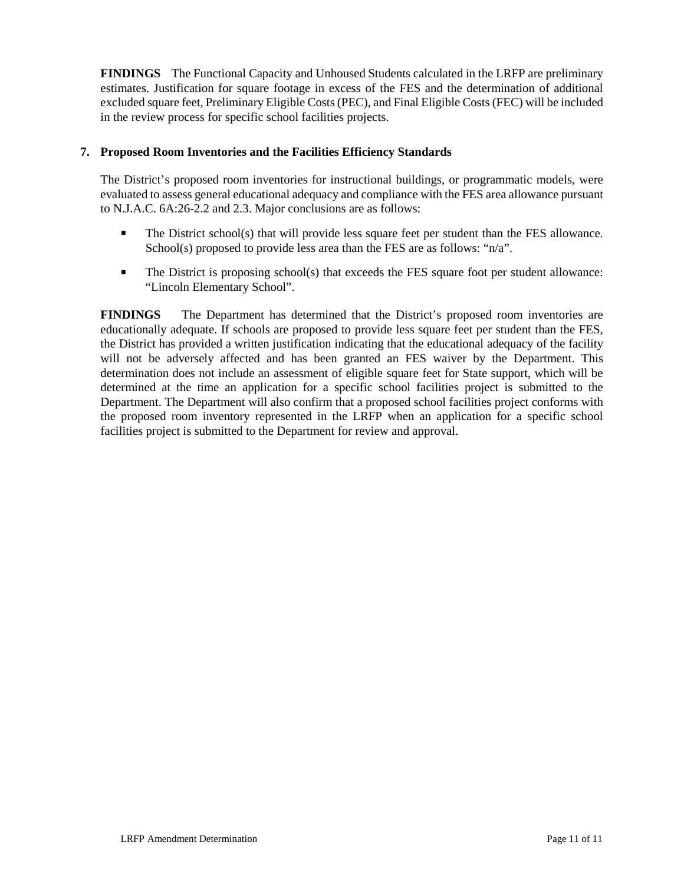**FINDINGS** The Functional Capacity and Unhoused Students calculated in the LRFP are preliminary estimates. Justification for square footage in excess of the FES and the determination of additional excluded square feet, Preliminary Eligible Costs (PEC), and Final Eligible Costs (FEC) will be included in the review process for specific school facilities projects.

## 7. Proposed Room Inventories and the Facilities Efficiency Standards

The District's proposed room inventories for instructional buildings, or programmatic models, were evaluated to assess general educational adequacy and compliance with the FES area allowance pursuant to N.J.A.C. 6A:26-2.2 and 2.3. Major conclusions are as follows:

- The District school(s) that will provide less square feet per student than the FES allowance. School(s) proposed to provide less area than the FES are as follows: "n/a".
- The District is proposing school(s) that exceeds the FES square foot per student allowance: "Lincoln Elementary School".

**FINDINGS** The Department has determined that the District's proposed room inventories are educationally adequate. If schools are proposed to provide less square feet per student than the FES, the District has provided a written justification indicating that the educational adequacy of the facility will not be adversely affected and has been granted an FES waiver by the Department. This determination does not include an assessment of eligible square feet for State support, which will be determined at the time an application for a specific school facilities project is submitted to the Department. The Department will also confirm that a proposed school facilities project conforms with the proposed room inventory represented in the LRFP when an application for a specific school facilities project is submitted to the Department for review and approval.